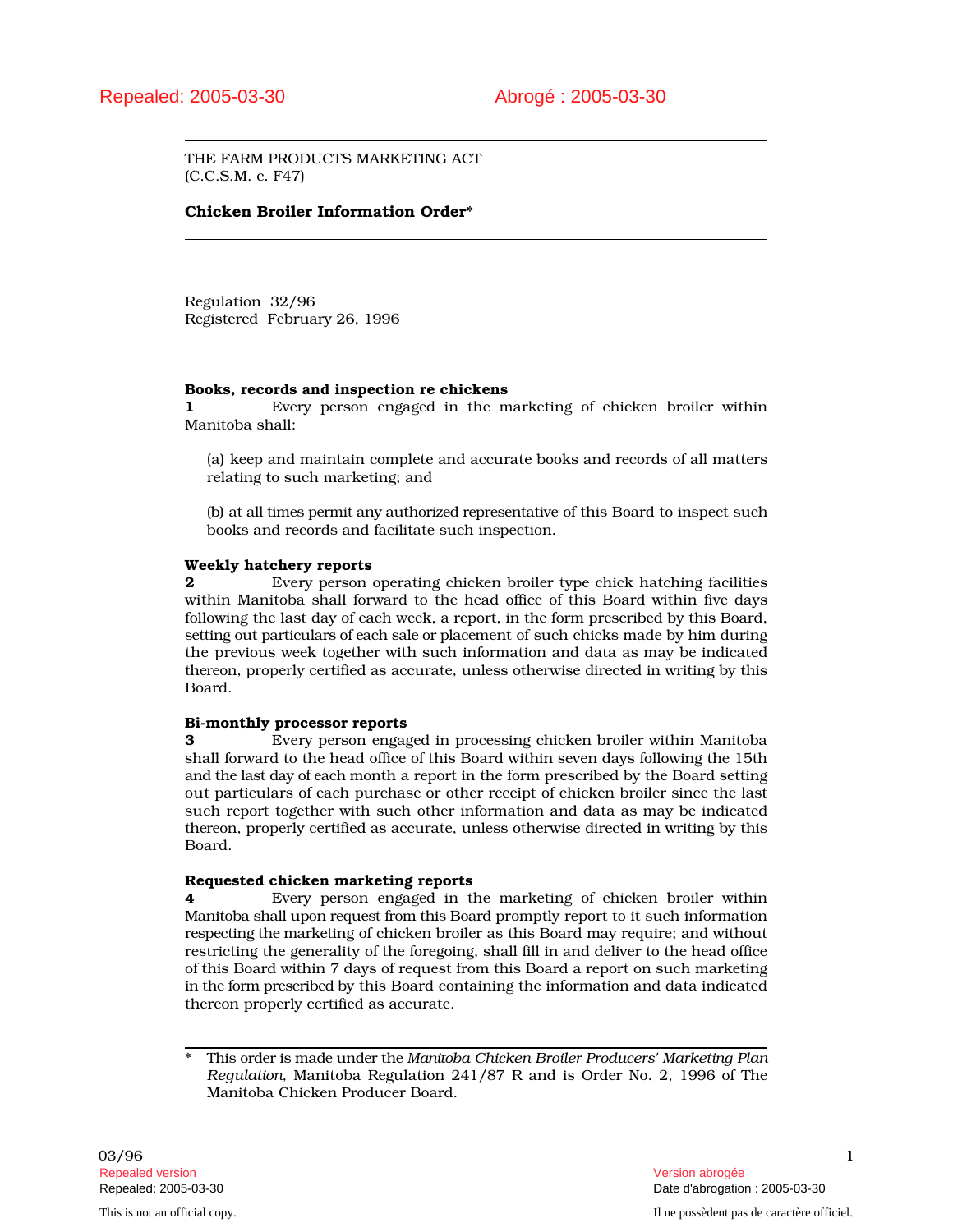Repealed: 2005-03-30 Abrogé : 2005-03-30

THE FARM PRODUCTS MARKETING ACT
(C.C.S.M. c. F47)

**Chicken Broiler Information Order***

Regulation 32/96
Registered February 26, 1996

**Books, records and inspection re chickens**
**1** Every person engaged in the marketing of chicken broiler within Manitoba shall:

(a) keep and maintain complete and accurate books and records of all matters relating to such marketing; and

(b) at all times permit any authorized representative of this Board to inspect such books and records and facilitate such inspection.

**Weekly hatchery reports**
**2** Every person operating chicken broiler type chick hatching facilities within Manitoba shall forward to the head office of this Board within five days following the last day of each week, a report, in the form prescribed by this Board, setting out particulars of each sale or placement of such chicks made by him during the previous week together with such information and data as may be indicated thereon, properly certified as accurate, unless otherwise directed in writing by this Board.

**Bi-monthly processor reports**
**3** Every person engaged in processing chicken broiler within Manitoba shall forward to the head office of this Board within seven days following the 15th and the last day of each month a report in the form prescribed by the Board setting out particulars of each purchase or other receipt of chicken broiler since the last such report together with such other information and data as may be indicated thereon, properly certified as accurate, unless otherwise directed in writing by this Board.

**Requested chicken marketing reports**
**4** Every person engaged in the marketing of chicken broiler within Manitoba shall upon request from this Board promptly report to it such information respecting the marketing of chicken broiler as this Board may require; and without restricting the generality of the foregoing, shall fill in and deliver to the head office of this Board within 7 days of request from this Board a report on such marketing in the form prescribed by this Board containing the information and data indicated thereon properly certified as accurate.

---

* This order is made under the *Manitoba Chicken Broiler Producers' Marketing Plan Regulation*, Manitoba Regulation 241/87 R and is Order No. 2, 1996 of The Manitoba Chicken Producer Board.

03/96

Repealed version — Version abrogée
Repealed: 2005-03-30 — Date d'abrogation : 2005-03-30

This is not an official copy. — Il ne possèdent pas de caractère officiel.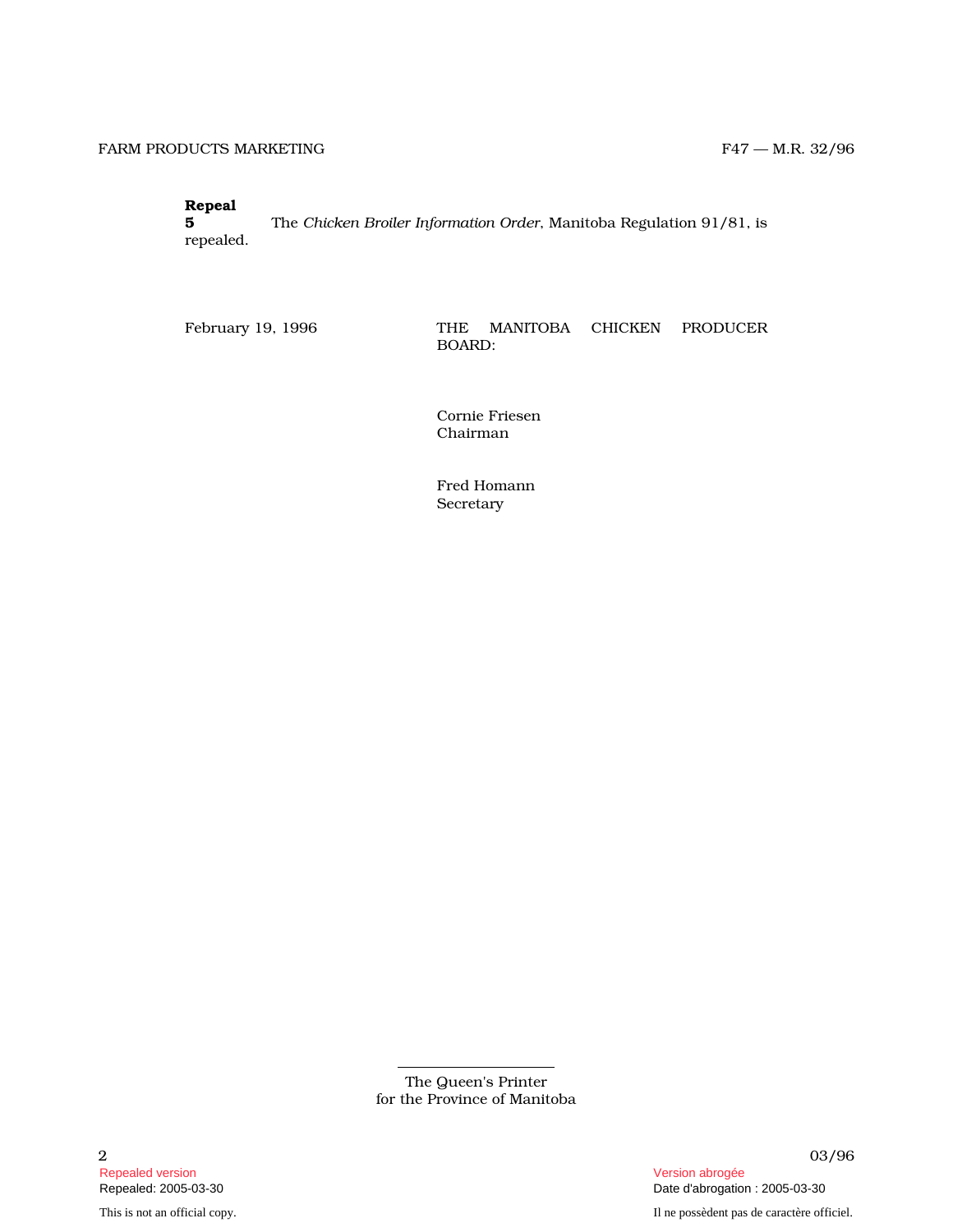**Repeal**

**5** The *Chicken Broiler Information Order*, Manitoba Regulation 91/81, is repealed.

February 19, 1996

THE MANITOBA CHICKEN PRODUCER BOARD:

Cornie Friesen
Chairman

Fred Homann
Secretary

The Queen's Printer
for the Province of Manitoba

Repealed version
Repealed: 2005-03-30

Version abrogée
Date d'abrogation : 2005-03-30

This is not an official copy.

Il ne possèdent pas de caractère officiel.